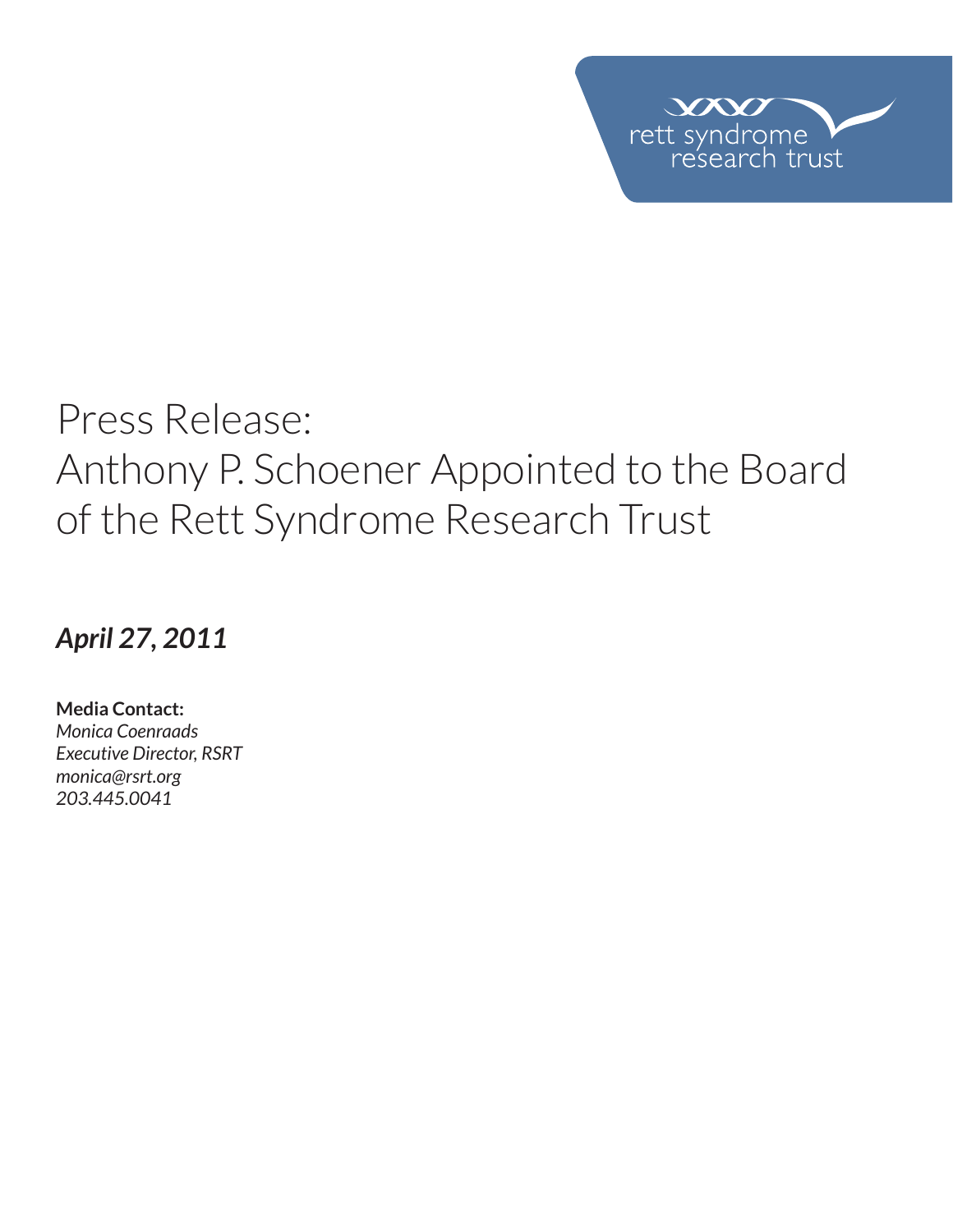rett syndrome research trust

# Press Release: Anthony P. Schoener Appointed to the Board of the Rett Syndrome Research Trust

***April 27, 2011***

**Media Contact:**
*Monica Coenraads*
*Executive Director, RSRT*
*monica@rsrt.org*
*203.445.0041*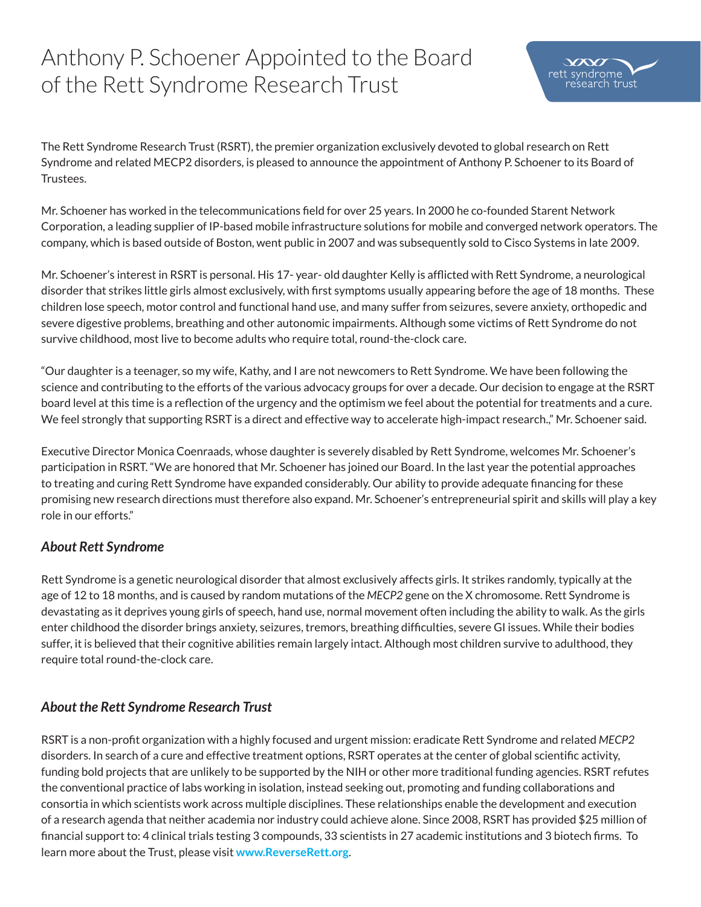# Anthony P. Schoener Appointed to the Board of the Rett Syndrome Research Trust

rett syndrome research trust

The Rett Syndrome Research Trust (RSRT), the premier organization exclusively devoted to global research on Rett Syndrome and related MECP2 disorders, is pleased to announce the appointment of Anthony P. Schoener to its Board of Trustees.

Mr. Schoener has worked in the telecommunications field for over 25 years. In 2000 he co-founded Starent Network Corporation, a leading supplier of IP-based mobile infrastructure solutions for mobile and converged network operators. The company, which is based outside of Boston, went public in 2007 and was subsequently sold to Cisco Systems in late 2009.

Mr. Schoener's interest in RSRT is personal. His 17- year- old daughter Kelly is afflicted with Rett Syndrome, a neurological disorder that strikes little girls almost exclusively, with first symptoms usually appearing before the age of 18 months. These children lose speech, motor control and functional hand use, and many suffer from seizures, severe anxiety, orthopedic and severe digestive problems, breathing and other autonomic impairments. Although some victims of Rett Syndrome do not survive childhood, most live to become adults who require total, round-the-clock care.

"Our daughter is a teenager, so my wife, Kathy, and I are not newcomers to Rett Syndrome. We have been following the science and contributing to the efforts of the various advocacy groups for over a decade. Our decision to engage at the RSRT board level at this time is a reflection of the urgency and the optimism we feel about the potential for treatments and a cure. We feel strongly that supporting RSRT is a direct and effective way to accelerate high-impact research.," Mr. Schoener said.

Executive Director Monica Coenraads, whose daughter is severely disabled by Rett Syndrome, welcomes Mr. Schoener's participation in RSRT. "We are honored that Mr. Schoener has joined our Board. In the last year the potential approaches to treating and curing Rett Syndrome have expanded considerably. Our ability to provide adequate financing for these promising new research directions must therefore also expand. Mr. Schoener's entrepreneurial spirit and skills will play a key role in our efforts."

### *About Rett Syndrome*

Rett Syndrome is a genetic neurological disorder that almost exclusively affects girls. It strikes randomly, typically at the age of 12 to 18 months, and is caused by random mutations of the *MECP2* gene on the X chromosome. Rett Syndrome is devastating as it deprives young girls of speech, hand use, normal movement often including the ability to walk. As the girls enter childhood the disorder brings anxiety, seizures, tremors, breathing difficulties, severe GI issues. While their bodies suffer, it is believed that their cognitive abilities remain largely intact. Although most children survive to adulthood, they require total round-the-clock care.

### *About the Rett Syndrome Research Trust*

RSRT is a non-profit organization with a highly focused and urgent mission: eradicate Rett Syndrome and related *MECP2* disorders. In search of a cure and effective treatment options, RSRT operates at the center of global scientific activity, funding bold projects that are unlikely to be supported by the NIH or other more traditional funding agencies. RSRT refutes the conventional practice of labs working in isolation, instead seeking out, promoting and funding collaborations and consortia in which scientists work across multiple disciplines. These relationships enable the development and execution of a research agenda that neither academia nor industry could achieve alone. Since 2008, RSRT has provided $25 million of financial support to: 4 clinical trials testing 3 compounds, 33 scientists in 27 academic institutions and 3 biotech firms. To learn more about the Trust, please visit **www.ReverseRett.org**.